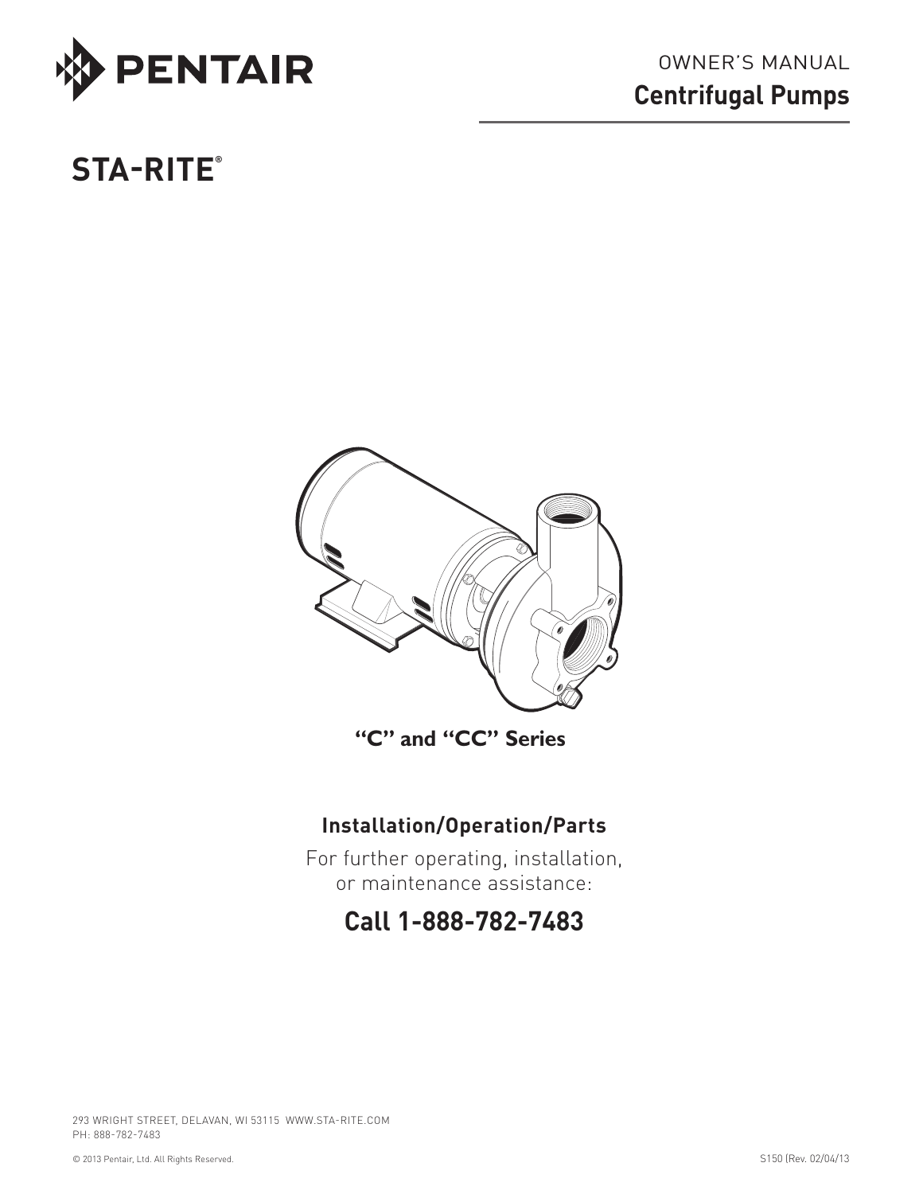PENTAIR

OWNER'S MANUAL

# Centrifugal Pumps

STA-RITE®

**"C" and "CC" Series**

## Installation/Operation/Parts

For further operating, installation, or maintenance assistance:

## Call 1-888-782-7483

293 WRIGHT STREET, DELAVAN, WI 53115 WWW.STA-RITE.COM
PH: 888-782-7483

© 2013 Pentair, Ltd. All Rights Reserved.

S150 (Rev. 02/04/13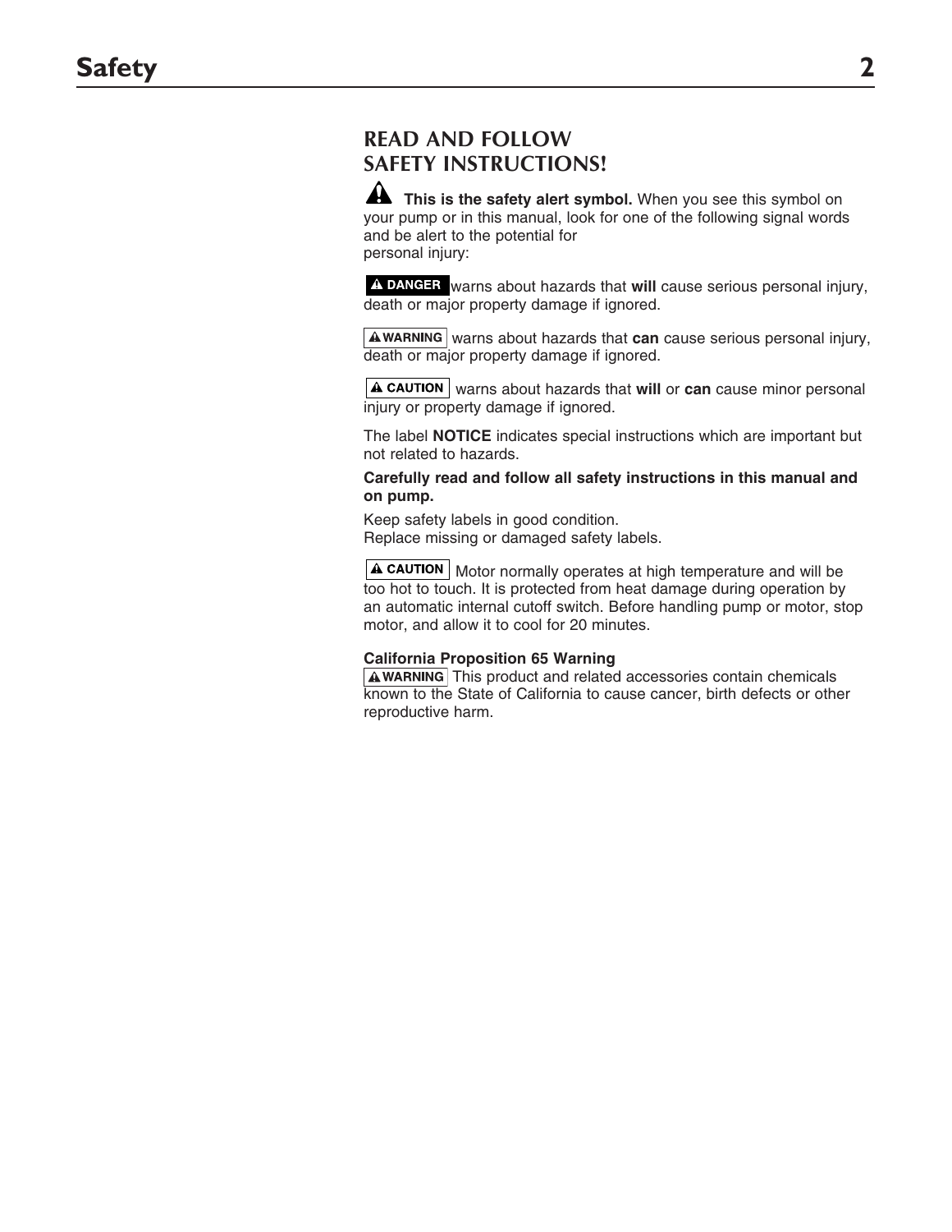# Safety

## READ AND FOLLOW SAFETY INSTRUCTIONS!

⚠ **This is the safety alert symbol.** When you see this symbol on your pump or in this manual, look for one of the following signal words and be alert to the potential for personal injury:

**⚠ DANGER** warns about hazards that **will** cause serious personal injury, death or major property damage if ignored.

**⚠ WARNING** warns about hazards that **can** cause serious personal injury, death or major property damage if ignored.

**⚠ CAUTION** warns about hazards that **will** or **can** cause minor personal injury or property damage if ignored.

The label **NOTICE** indicates special instructions which are important but not related to hazards.

**Carefully read and follow all safety instructions in this manual and on pump.**

Keep safety labels in good condition.
Replace missing or damaged safety labels.

**⚠ CAUTION** Motor normally operates at high temperature and will be too hot to touch. It is protected from heat damage during operation by an automatic internal cutoff switch. Before handling pump or motor, stop motor, and allow it to cool for 20 minutes.

**California Proposition 65 Warning**
**⚠ WARNING** This product and related accessories contain chemicals known to the State of California to cause cancer, birth defects or other reproductive harm.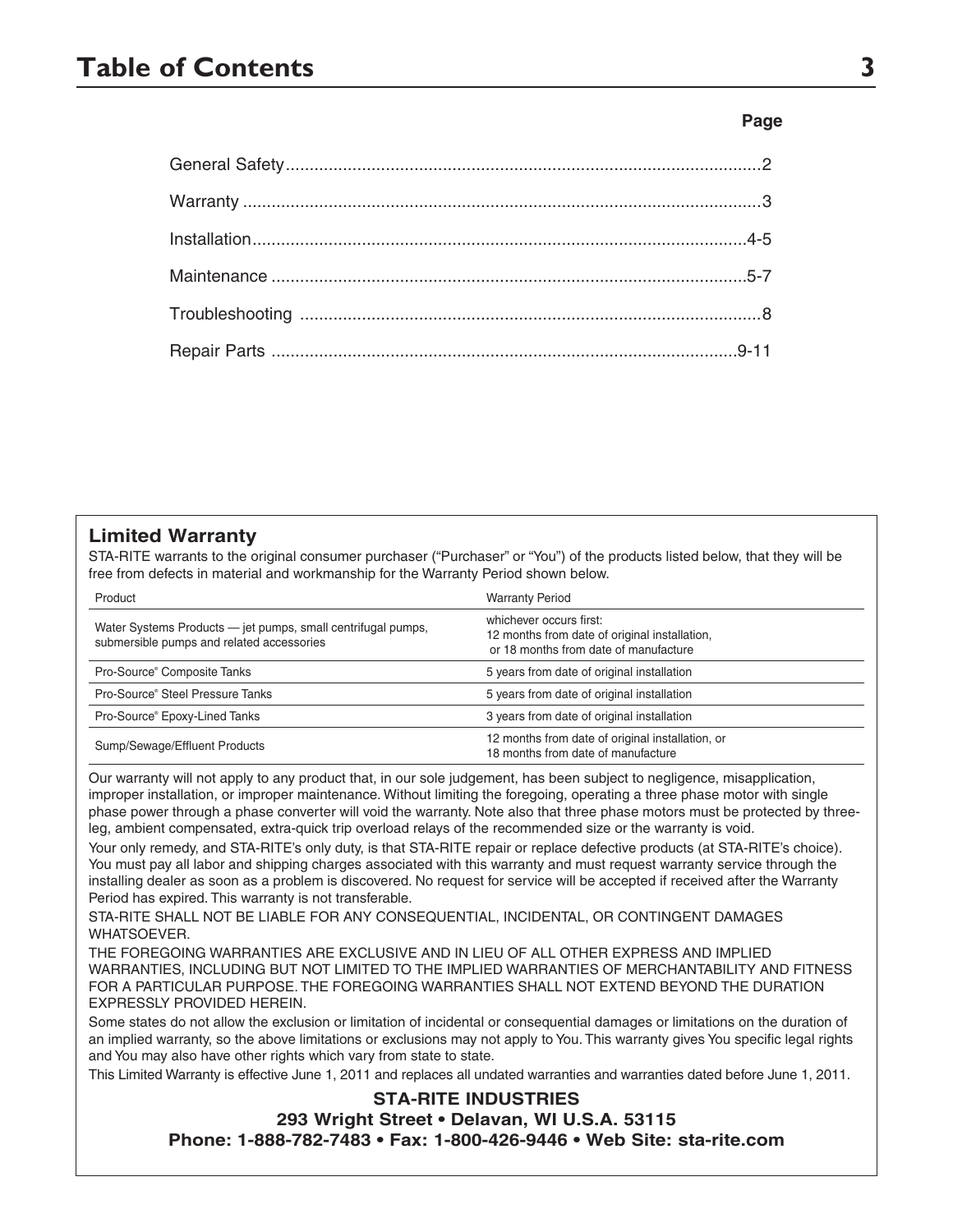# Table of Contents

| | Page |
|---|---|
| General Safety | 2 |
| Warranty | 3 |
| Installation | 4-5 |
| Maintenance | 5-7 |
| Troubleshooting | 8 |
| Repair Parts | 9-11 |

## Limited Warranty

STA-RITE warrants to the original consumer purchaser ("Purchaser" or "You") of the products listed below, that they will be free from defects in material and workmanship for the Warranty Period shown below.

| Product | Warranty Period |
|---|---|
| Water Systems Products — jet pumps, small centrifugal pumps, submersible pumps and related accessories | whichever occurs first: 12 months from date of original installation, or 18 months from date of manufacture |
| Pro-Source® Composite Tanks | 5 years from date of original installation |
| Pro-Source® Steel Pressure Tanks | 5 years from date of original installation |
| Pro-Source® Epoxy-Lined Tanks | 3 years from date of original installation |
| Sump/Sewage/Effluent Products | 12 months from date of original installation, or 18 months from date of manufacture |

Our warranty will not apply to any product that, in our sole judgement, has been subject to negligence, misapplication, improper installation, or improper maintenance. Without limiting the foregoing, operating a three phase motor with single phase power through a phase converter will void the warranty. Note also that three phase motors must be protected by three-leg, ambient compensated, extra-quick trip overload relays of the recommended size or the warranty is void.

Your only remedy, and STA-RITE's only duty, is that STA-RITE repair or replace defective products (at STA-RITE's choice). You must pay all labor and shipping charges associated with this warranty and must request warranty service through the installing dealer as soon as a problem is discovered. No request for service will be accepted if received after the Warranty Period has expired. This warranty is not transferable.

STA-RITE SHALL NOT BE LIABLE FOR ANY CONSEQUENTIAL, INCIDENTAL, OR CONTINGENT DAMAGES WHATSOEVER.

THE FOREGOING WARRANTIES ARE EXCLUSIVE AND IN LIEU OF ALL OTHER EXPRESS AND IMPLIED WARRANTIES, INCLUDING BUT NOT LIMITED TO THE IMPLIED WARRANTIES OF MERCHANTABILITY AND FITNESS FOR A PARTICULAR PURPOSE. THE FOREGOING WARRANTIES SHALL NOT EXTEND BEYOND THE DURATION EXPRESSLY PROVIDED HEREIN.

Some states do not allow the exclusion or limitation of incidental or consequential damages or limitations on the duration of an implied warranty, so the above limitations or exclusions may not apply to You. This warranty gives You specific legal rights and You may also have other rights which vary from state to state.

This Limited Warranty is effective June 1, 2011 and replaces all undated warranties and warranties dated before June 1, 2011.

**STA-RITE INDUSTRIES**
**293 Wright Street • Delavan, WI U.S.A. 53115**
**Phone: 1-888-782-7483 • Fax: 1-800-426-9446 • Web Site: sta-rite.com**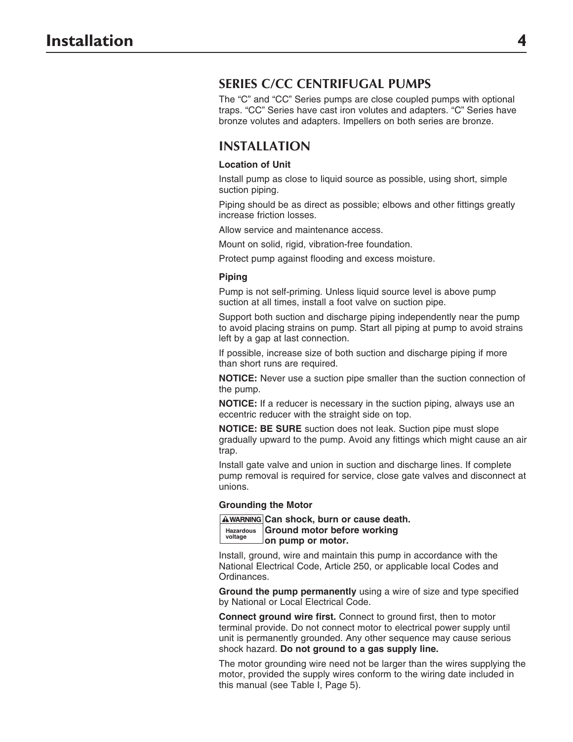## SERIES C/CC CENTRIFUGAL PUMPS

The "C" and "CC" Series pumps are close coupled pumps with optional traps. "CC" Series have cast iron volutes and adapters. "C" Series have bronze volutes and adapters. Impellers on both series are bronze.

## INSTALLATION

**Location of Unit**

Install pump as close to liquid source as possible, using short, simple suction piping.

Piping should be as direct as possible; elbows and other fittings greatly increase friction losses.

Allow service and maintenance access.

Mount on solid, rigid, vibration-free foundation.

Protect pump against flooding and excess moisture.

**Piping**

Pump is not self-priming. Unless liquid source level is above pump suction at all times, install a foot valve on suction pipe.

Support both suction and discharge piping independently near the pump to avoid placing strains on pump. Start all piping at pump to avoid strains left by a gap at last connection.

If possible, increase size of both suction and discharge piping if more than short runs are required.

**NOTICE:** Never use a suction pipe smaller than the suction connection of the pump.

**NOTICE:** If a reducer is necessary in the suction piping, always use an eccentric reducer with the straight side on top.

**NOTICE: BE SURE** suction does not leak. Suction pipe must slope gradually upward to the pump. Avoid any fittings which might cause an air trap.

Install gate valve and union in suction and discharge lines. If complete pump removal is required for service, close gate valves and disconnect at unions.

**Grounding the Motor**

**⚠WARNING** Hazardous voltage — **Can shock, burn or cause death. Ground motor before working on pump or motor.**

Install, ground, wire and maintain this pump in accordance with the National Electrical Code, Article 250, or applicable local Codes and Ordinances.

**Ground the pump permanently** using a wire of size and type specified by National or Local Electrical Code.

**Connect ground wire first.** Connect to ground first, then to motor terminal provide. Do not connect motor to electrical power supply until unit is permanently grounded. Any other sequence may cause serious shock hazard. **Do not ground to a gas supply line.**

The motor grounding wire need not be larger than the wires supplying the motor, provided the supply wires conform to the wiring date included in this manual (see Table I, Page 5).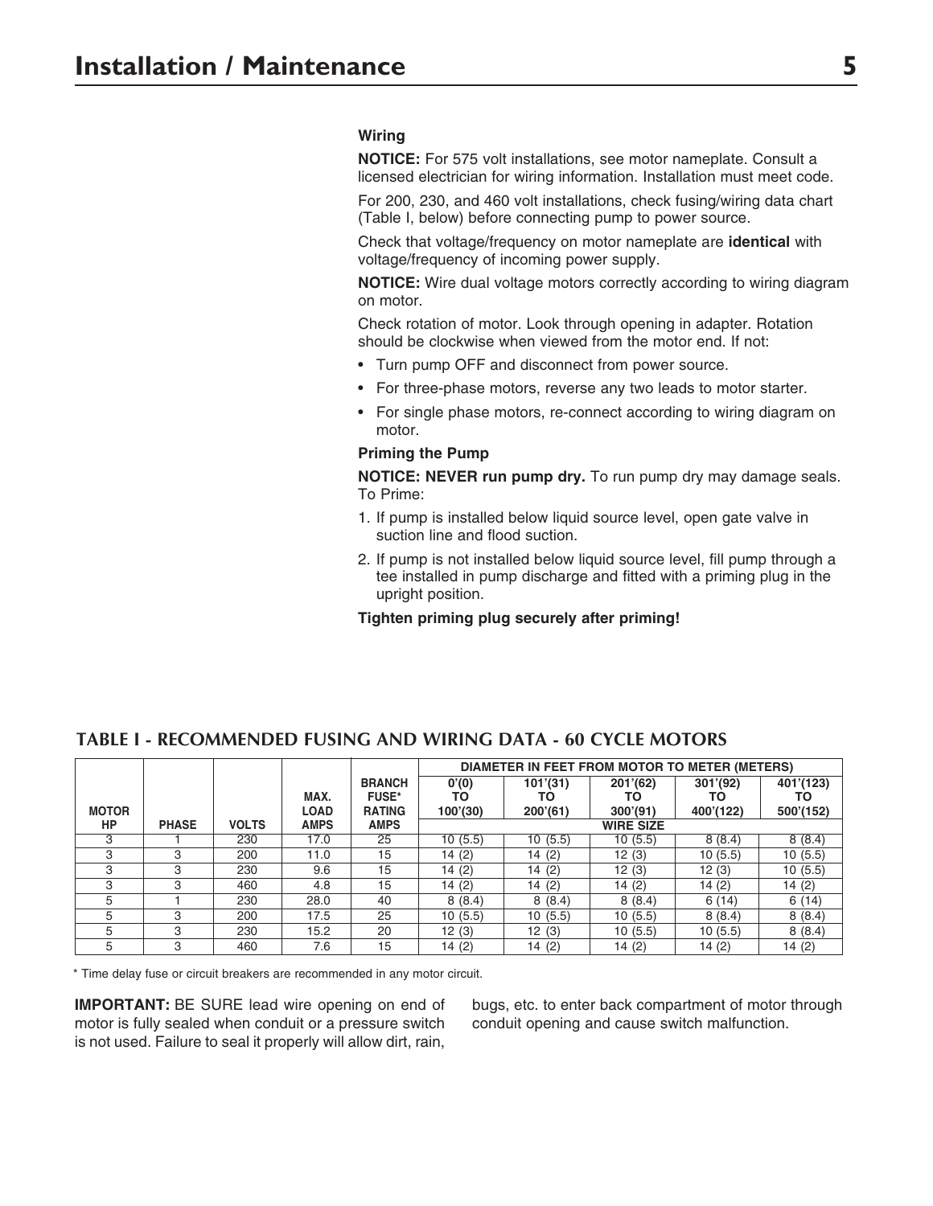#### Wiring

**NOTICE:** For 575 volt installations, see motor nameplate. Consult a licensed electrician for wiring information. Installation must meet code.

For 200, 230, and 460 volt installations, check fusing/wiring data chart (Table I, below) before connecting pump to power source.

Check that voltage/frequency on motor nameplate are **identical** with voltage/frequency of incoming power supply.

**NOTICE:** Wire dual voltage motors correctly according to wiring diagram on motor.

Check rotation of motor. Look through opening in adapter. Rotation should be clockwise when viewed from the motor end. If not:

- Turn pump OFF and disconnect from power source.
- For three-phase motors, reverse any two leads to motor starter.
- For single phase motors, re-connect according to wiring diagram on motor.

#### Priming the Pump

**NOTICE: NEVER run pump dry.** To run pump dry may damage seals. To Prime:

1. If pump is installed below liquid source level, open gate valve in suction line and flood suction.
2. If pump is not installed below liquid source level, fill pump through a tee installed in pump discharge and fitted with a priming plug in the upright position.

**Tighten priming plug securely after priming!**

## TABLE I - RECOMMENDED FUSING AND WIRING DATA - 60 CYCLE MOTORS

| | | | | | DIAMETER IN FEET FROM MOTOR TO METER (METERS) | | | | |
|---|---|---|---|---|---|---|---|---|---|
| MOTOR HP | PHASE | VOLTS | MAX. LOAD AMPS | BRANCH FUSE* RATING AMPS | 0'(0) TO 100'(30) | 101'(31) TO 200'(61) | 201'(62) TO 300'(91) | 301'(92) TO 400'(122) | 401'(123) TO 500'(152) |
| | | | | | WIRE SIZE | | | | |
| 3 | 1 | 230 | 17.0 | 25 | 10 (5.5) | 10 (5.5) | 10 (5.5) | 8 (8.4) | 8 (8.4) |
| 3 | 3 | 200 | 11.0 | 15 | 14 (2) | 14 (2) | 12 (3) | 10 (5.5) | 10 (5.5) |
| 3 | 3 | 230 | 9.6 | 15 | 14 (2) | 14 (2) | 12 (3) | 12 (3) | 10 (5.5) |
| 3 | 3 | 460 | 4.8 | 15 | 14 (2) | 14 (2) | 14 (2) | 14 (2) | 14 (2) |
| 5 | 1 | 230 | 28.0 | 40 | 8 (8.4) | 8 (8.4) | 8 (8.4) | 6 (14) | 6 (14) |
| 5 | 3 | 200 | 17.5 | 25 | 10 (5.5) | 10 (5.5) | 10 (5.5) | 8 (8.4) | 8 (8.4) |
| 5 | 3 | 230 | 15.2 | 20 | 12 (3) | 12 (3) | 10 (5.5) | 10 (5.5) | 8 (8.4) |
| 5 | 3 | 460 | 7.6 | 15 | 14 (2) | 14 (2) | 14 (2) | 14 (2) | 14 (2) |

* Time delay fuse or circuit breakers are recommended in any motor circuit.

**IMPORTANT:** BE SURE lead wire opening on end of motor is fully sealed when conduit or a pressure switch is not used. Failure to seal it properly will allow dirt, rain, bugs, etc. to enter back compartment of motor through conduit opening and cause switch malfunction.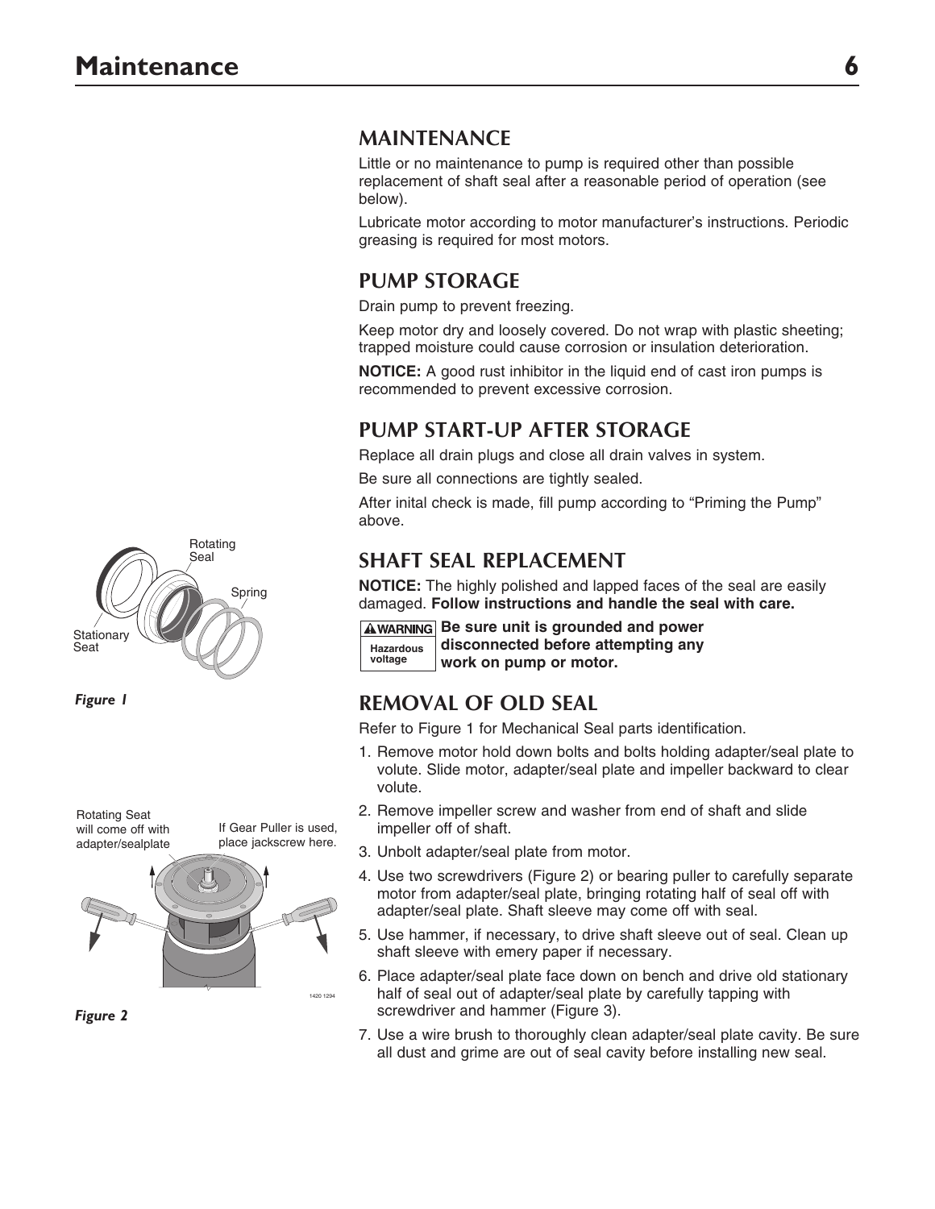## MAINTENANCE

Little or no maintenance to pump is required other than possible replacement of shaft seal after a reasonable period of operation (see below).

Lubricate motor according to motor manufacturer's instructions. Periodic greasing is required for most motors.

## PUMP STORAGE

Drain pump to prevent freezing.

Keep motor dry and loosely covered. Do not wrap with plastic sheeting; trapped moisture could cause corrosion or insulation deterioration.

**NOTICE:** A good rust inhibitor in the liquid end of cast iron pumps is recommended to prevent excessive corrosion.

## PUMP START-UP AFTER STORAGE

Replace all drain plugs and close all drain valves in system.

Be sure all connections are tightly sealed.

After inital check is made, fill pump according to "Priming the Pump" above.

## SHAFT SEAL REPLACEMENT

**NOTICE:** The highly polished and lapped faces of the seal are easily damaged. **Follow instructions and handle the seal with care.**

**⚠WARNING** Hazardous voltage — **Be sure unit is grounded and power disconnected before attempting any work on pump or motor.**

## REMOVAL OF OLD SEAL

Refer to Figure 1 for Mechanical Seal parts identification.

1. Remove motor hold down bolts and bolts holding adapter/seal plate to volute. Slide motor, adapter/seal plate and impeller backward to clear volute.
2. Remove impeller screw and washer from end of shaft and slide impeller off of shaft.
3. Unbolt adapter/seal plate from motor.
4. Use two screwdrivers (Figure 2) or bearing puller to carefully separate motor from adapter/seal plate, bringing rotating half of seal off with adapter/seal plate. Shaft sleeve may come off with seal.
5. Use hammer, if necessary, to drive shaft sleeve out of seal. Clean up shaft sleeve with emery paper if necessary.
6. Place adapter/seal plate face down on bench and drive old stationary half of seal out of adapter/seal plate by carefully tapping with screwdriver and hammer (Figure 3).
7. Use a wire brush to thoroughly clean adapter/seal plate cavity. Be sure all dust and grime are out of seal cavity before installing new seal.

Rotating Seal, Spring, Stationary Seat

*Figure 1*

Rotating Seat will come off with adapter/sealplate. If Gear Puller is used, place jackscrew here.

*Figure 2*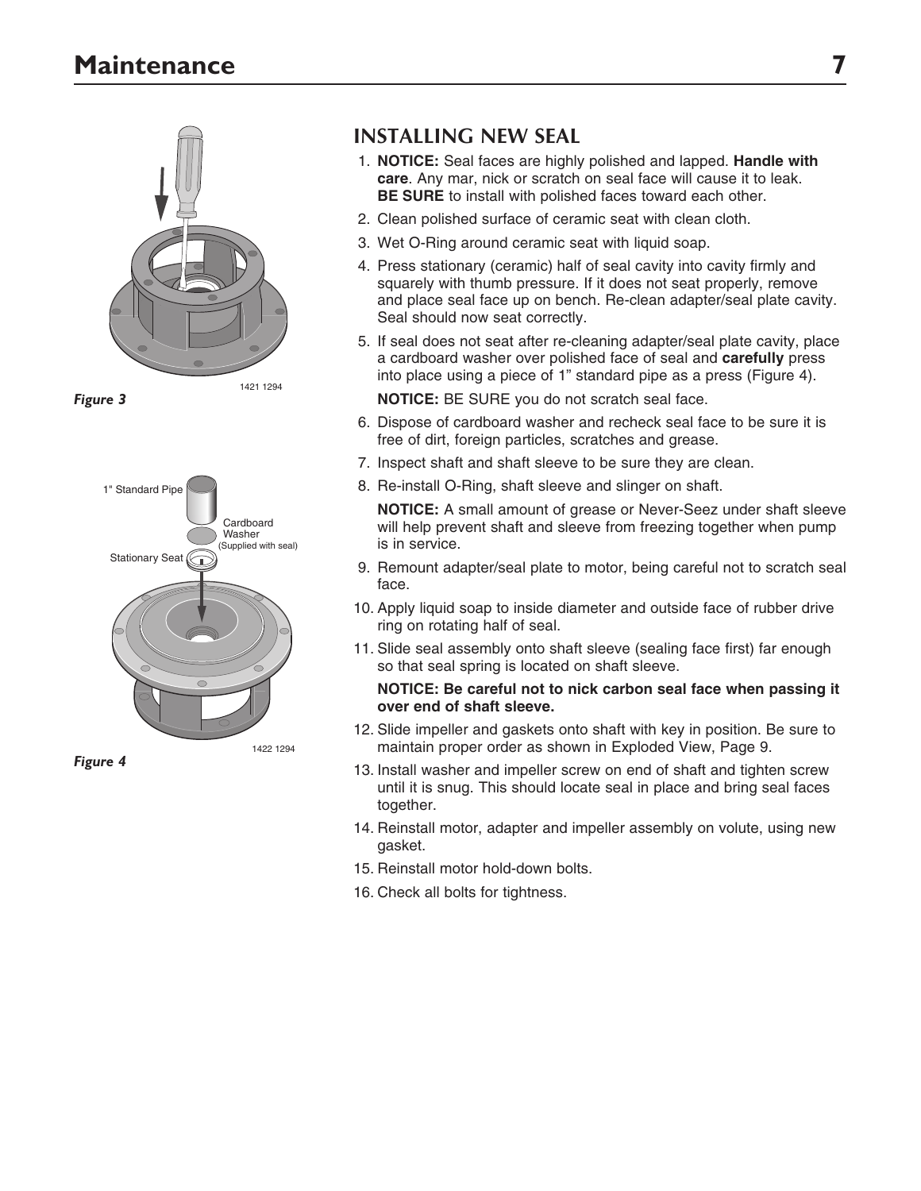## INSTALLING NEW SEAL

Figure 3

1" Standard Pipe

Cardboard Washer (Supplied with seal)

Stationary Seat

Figure 4

1. **NOTICE:** Seal faces are highly polished and lapped. **Handle with care**. Any mar, nick or scratch on seal face will cause it to leak. **BE SURE** to install with polished faces toward each other.
2. Clean polished surface of ceramic seat with clean cloth.
3. Wet O-Ring around ceramic seat with liquid soap.
4. Press stationary (ceramic) half of seal cavity into cavity firmly and squarely with thumb pressure. If it does not seat properly, remove and place seal face up on bench. Re-clean adapter/seal plate cavity. Seal should now seat correctly.
5. If seal does not seat after re-cleaning adapter/seal plate cavity, place a cardboard washer over polished face of seal and **carefully** press into place using a piece of 1" standard pipe as a press (Figure 4).

   **NOTICE:** BE SURE you do not scratch seal face.
6. Dispose of cardboard washer and recheck seal face to be sure it is free of dirt, foreign particles, scratches and grease.
7. Inspect shaft and shaft sleeve to be sure they are clean.
8. Re-install O-Ring, shaft sleeve and slinger on shaft.

   **NOTICE:** A small amount of grease or Never-Seez under shaft sleeve will help prevent shaft and sleeve from freezing together when pump is in service.
9. Remount adapter/seal plate to motor, being careful not to scratch seal face.
10. Apply liquid soap to inside diameter and outside face of rubber drive ring on rotating half of seal.
11. Slide seal assembly onto shaft sleeve (sealing face first) far enough so that seal spring is located on shaft sleeve.

    **NOTICE: Be careful not to nick carbon seal face when passing it over end of shaft sleeve.**
12. Slide impeller and gaskets onto shaft with key in position. Be sure to maintain proper order as shown in Exploded View, Page 9.
13. Install washer and impeller screw on end of shaft and tighten screw until it is snug. This should locate seal in place and bring seal faces together.
14. Reinstall motor, adapter and impeller assembly on volute, using new gasket.
15. Reinstall motor hold-down bolts.
16. Check all bolts for tightness.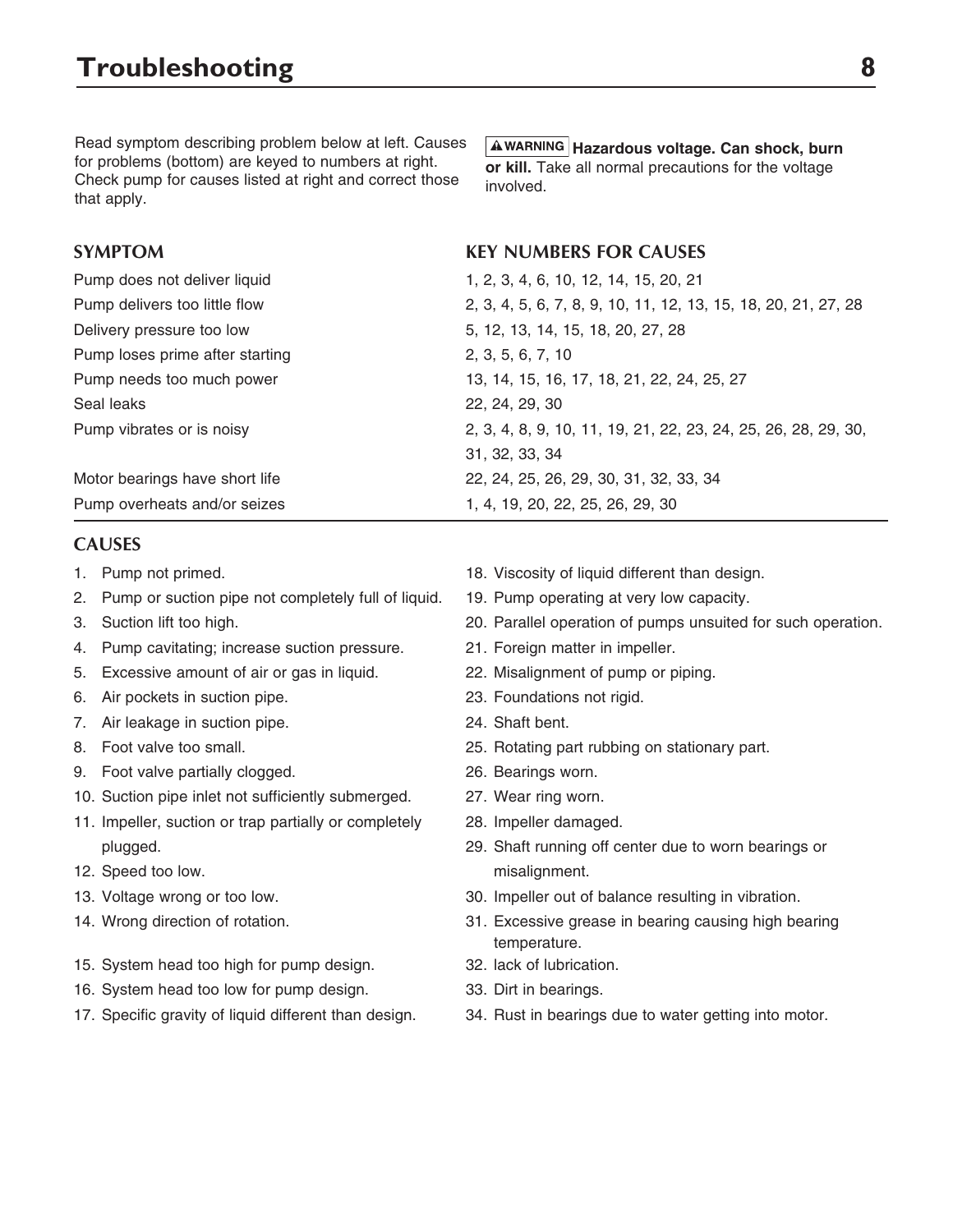# Troubleshooting

Read symptom describing problem below at left. Causes for problems (bottom) are keyed to numbers at right. Check pump for causes listed at right and correct those that apply.

**⚠ WARNING** **Hazardous voltage. Can shock, burn or kill.** Take all normal precautions for the voltage involved.

| SYMPTOM | KEY NUMBERS FOR CAUSES |
|---|---|
| Pump does not deliver liquid | 1, 2, 3, 4, 6, 10, 12, 14, 15, 20, 21 |
| Pump delivers too little flow | 2, 3, 4, 5, 6, 7, 8, 9, 10, 11, 12, 13, 15, 18, 20, 21, 27, 28 |
| Delivery pressure too low | 5, 12, 13, 14, 15, 18, 20, 27, 28 |
| Pump loses prime after starting | 2, 3, 5, 6, 7, 10 |
| Pump needs too much power | 13, 14, 15, 16, 17, 18, 21, 22, 24, 25, 27 |
| Seal leaks | 22, 24, 29, 30 |
| Pump vibrates or is noisy | 2, 3, 4, 8, 9, 10, 11, 19, 21, 22, 23, 24, 25, 26, 28, 29, 30, 31, 32, 33, 34 |
| Motor bearings have short life | 22, 24, 25, 26, 29, 30, 31, 32, 33, 34 |
| Pump overheats and/or seizes | 1, 4, 19, 20, 22, 25, 26, 29, 30 |

## CAUSES

1. Pump not primed.
2. Pump or suction pipe not completely full of liquid.
3. Suction lift too high.
4. Pump cavitating; increase suction pressure.
5. Excessive amount of air or gas in liquid.
6. Air pockets in suction pipe.
7. Air leakage in suction pipe.
8. Foot valve too small.
9. Foot valve partially clogged.
10. Suction pipe inlet not sufficiently submerged.
11. Impeller, suction or trap partially or completely plugged.
12. Speed too low.
13. Voltage wrong or too low.
14. Wrong direction of rotation.
15. System head too high for pump design.
16. System head too low for pump design.
17. Specific gravity of liquid different than design.
18. Viscosity of liquid different than design.
19. Pump operating at very low capacity.
20. Parallel operation of pumps unsuited for such operation.
21. Foreign matter in impeller.
22. Misalignment of pump or piping.
23. Foundations not rigid.
24. Shaft bent.
25. Rotating part rubbing on stationary part.
26. Bearings worn.
27. Wear ring worn.
28. Impeller damaged.
29. Shaft running off center due to worn bearings or misalignment.
30. Impeller out of balance resulting in vibration.
31. Excessive grease in bearing causing high bearing temperature.
32. lack of lubrication.
33. Dirt in bearings.
34. Rust in bearings due to water getting into motor.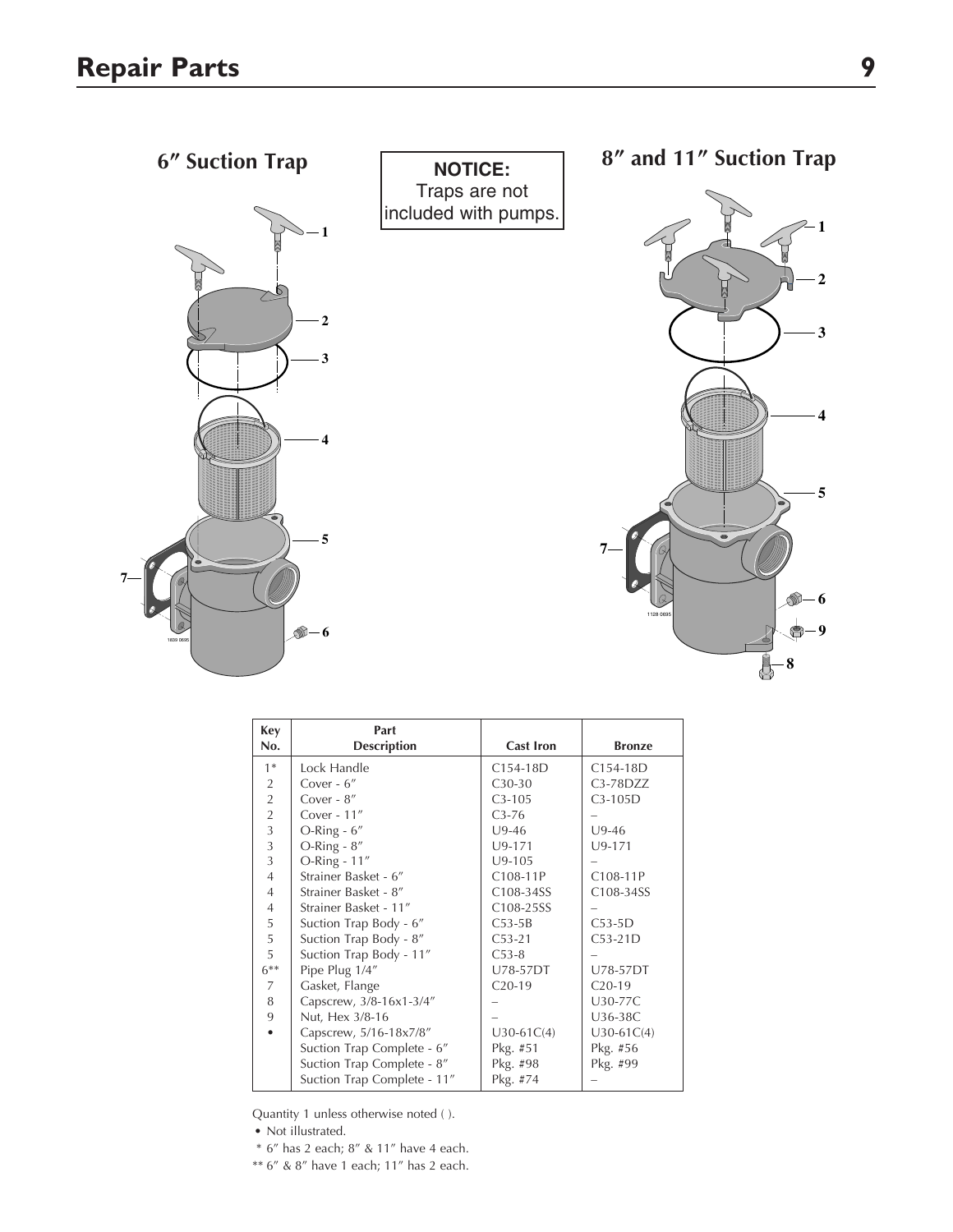# Repair Parts

## 6″ Suction Trap

**NOTICE:**
Traps are not included with pumps.

## 8″ and 11″ Suction Trap

| Key No. | Part Description | Cast Iron | Bronze |
|---|---|---|---|
| 1* | Lock Handle | C154-18D | C154-18D |
| 2 | Cover - 6″ | C30-30 | C3-78DZZ |
| 2 | Cover - 8″ | C3-105 | C3-105D |
| 2 | Cover - 11″ | C3-76 | – |
| 3 | O-Ring - 6″ | U9-46 | U9-46 |
| 3 | O-Ring - 8″ | U9-171 | U9-171 |
| 3 | O-Ring - 11″ | U9-105 | – |
| 4 | Strainer Basket - 6″ | C108-11P | C108-11P |
| 4 | Strainer Basket - 8″ | C108-34SS | C108-34SS |
| 4 | Strainer Basket - 11″ | C108-25SS | – |
| 5 | Suction Trap Body - 6″ | C53-5B | C53-5D |
| 5 | Suction Trap Body - 8″ | C53-21 | C53-21D |
| 5 | Suction Trap Body - 11″ | C53-8 | – |
| 6** | Pipe Plug 1/4″ | U78-57DT | U78-57DT |
| 7 | Gasket, Flange | C20-19 | C20-19 |
| 8 | Capscrew, 3/8-16x1-3/4″ | – | U30-77C |
| 9 | Nut, Hex 3/8-16 | – | U36-38C |
| • | Capscrew, 5/16-18x7/8″ | U30-61C(4) | U30-61C(4) |
| | Suction Trap Complete - 6″ | Pkg. #51 | Pkg. #56 |
| | Suction Trap Complete - 8″ | Pkg. #98 | Pkg. #99 |
| | Suction Trap Complete - 11″ | Pkg. #74 | – |

Quantity 1 unless otherwise noted ( ).

• Not illustrated.

\* 6″ has 2 each; 8″ & 11″ have 4 each.

\*\* 6″ & 8″ have 1 each; 11″ has 2 each.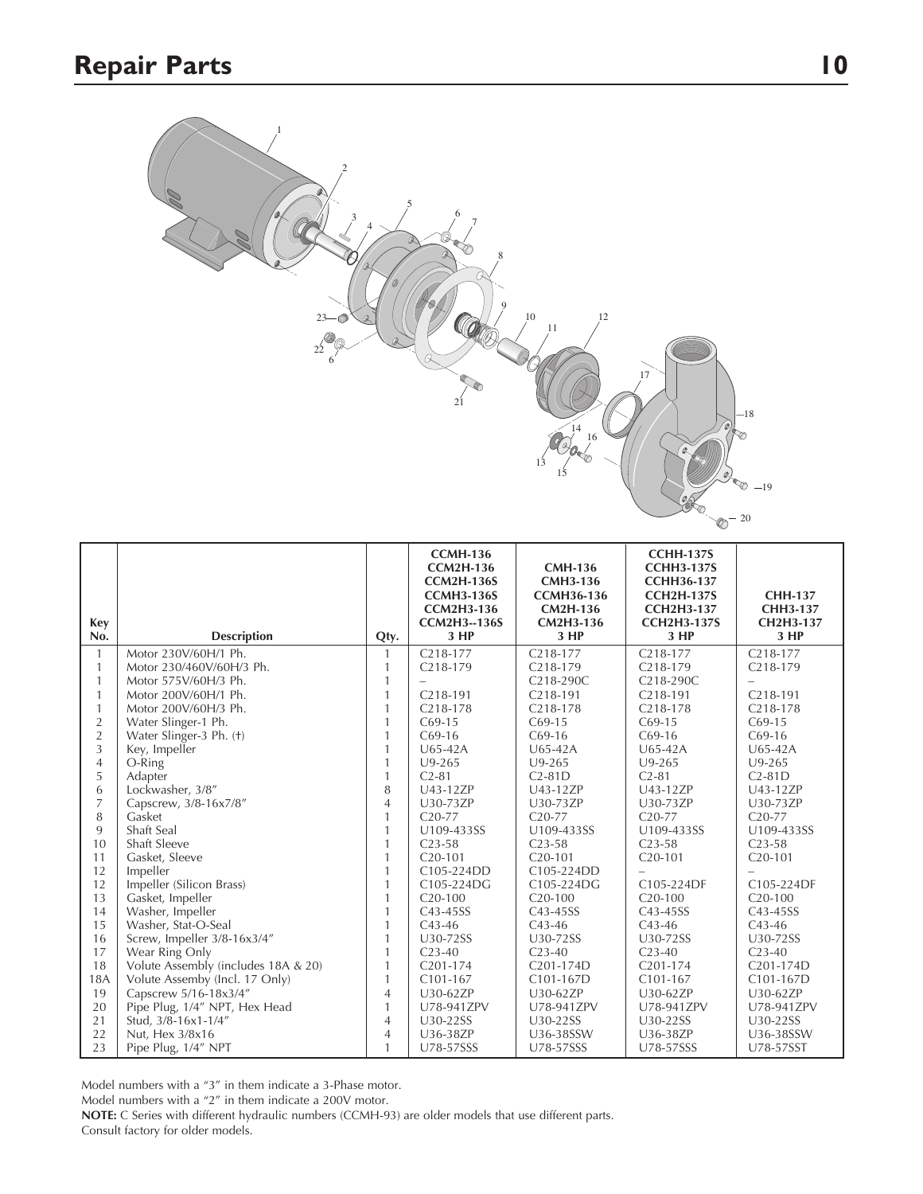# Repair Parts

| Key No. | Description | Qty. | CCMH-136<br>CCM2H-136<br>CCM2H-136S<br>CCMH3-136S<br>CCM2H3-136<br>CCM2H3--136S<br>3 HP | CMH-136<br>CMH3-136<br>CCMH36-136<br>CM2H-136<br>CM2H3-136<br>3 HP | CCHH-137S<br>CCHH3-137S<br>CCHH36-137<br>CCH2H-137S<br>CCH2H3-137<br>CCH2H3-137S<br>3 HP | CHH-137<br>CHH3-137<br>CH2H3-137<br>3 HP |
|---|---|---|---|---|---|---|
| 1 | Motor 230V/60H/1 Ph. | 1 | C218-177 | C218-177 | C218-177 | C218-177 |
| 1 | Motor 230/460V/60H/3 Ph. | 1 | C218-179 | C218-179 | C218-179 | C218-179 |
| 1 | Motor 575V/60H/3 Ph. | 1 | – | C218-290C | C218-290C | – |
| 1 | Motor 200V/60H/1 Ph. | 1 | C218-191 | C218-191 | C218-191 | C218-191 |
| 1 | Motor 200V/60H/3 Ph. | 1 | C218-178 | C218-178 | C218-178 | C218-178 |
| 2 | Water Slinger-1 Ph. | 1 | C69-15 | C69-15 | C69-15 | C69-15 |
| 2 | Water Slinger-3 Ph. (†) | 1 | C69-16 | C69-16 | C69-16 | C69-16 |
| 3 | Key, Impeller | 1 | U65-42A | U65-42A | U65-42A | U65-42A |
| 4 | O-Ring | 1 | U9-265 | U9-265 | U9-265 | U9-265 |
| 5 | Adapter | 1 | C2-81 | C2-81D | C2-81 | C2-81D |
| 6 | Lockwasher, 3/8″ | 8 | U43-12ZP | U43-12ZP | U43-12ZP | U43-12ZP |
| 7 | Capscrew, 3/8-16x7/8″ | 4 | U30-73ZP | U30-73ZP | U30-73ZP | U30-73ZP |
| 8 | Gasket | 1 | C20-77 | C20-77 | C20-77 | C20-77 |
| 9 | Shaft Seal | 1 | U109-433SS | U109-433SS | U109-433SS | U109-433SS |
| 10 | Shaft Sleeve | 1 | C23-58 | C23-58 | C23-58 | C23-58 |
| 11 | Gasket, Sleeve | 1 | C20-101 | C20-101 | C20-101 | C20-101 |
| 12 | Impeller | 1 | C105-224DD | C105-224DD | – | – |
| 12 | Impeller (Silicon Brass) | 1 | C105-224DG | C105-224DG | C105-224DF | C105-224DF |
| 13 | Gasket, Impeller | 1 | C20-100 | C20-100 | C20-100 | C20-100 |
| 14 | Washer, Impeller | 1 | C43-45SS | C43-45SS | C43-45SS | C43-45SS |
| 15 | Washer, Stat-O-Seal | 1 | C43-46 | C43-46 | C43-46 | C43-46 |
| 16 | Screw, Impeller 3/8-16x3/4″ | 1 | U30-72SS | U30-72SS | U30-72SS | U30-72SS |
| 17 | Wear Ring Only | 1 | C23-40 | C23-40 | C23-40 | C23-40 |
| 18 | Volute Assembly (includes 18A & 20) | 1 | C201-174 | C201-174D | C201-174 | C201-174D |
| 18A | Volute Assemby (Incl. 17 Only) | 1 | C101-167 | C101-167D | C101-167 | C101-167D |
| 19 | Capscrew 5/16-18x3/4″ | 4 | U30-62ZP | U30-62ZP | U30-62ZP | U30-62ZP |
| 20 | Pipe Plug, 1/4″ NPT, Hex Head | 1 | U78-941ZPV | U78-941ZPV | U78-941ZPV | U78-941ZPV |
| 21 | Stud, 3/8-16x1-1/4″ | 4 | U30-22SS | U30-22SS | U30-22SS | U30-22SS |
| 22 | Nut, Hex 3/8x16 | 4 | U36-38ZP | U36-38SSW | U36-38ZP | U36-38SSW |
| 23 | Pipe Plug, 1/4″ NPT | 1 | U78-57SSS | U78-57SSS | U78-57SSS | U78-57SST |

Model numbers with a "3" in them indicate a 3-Phase motor.

Model numbers with a "2" in them indicate a 200V motor.

**NOTE:** C Series with different hydraulic numbers (CCMH-93) are older models that use different parts.

Consult factory for older models.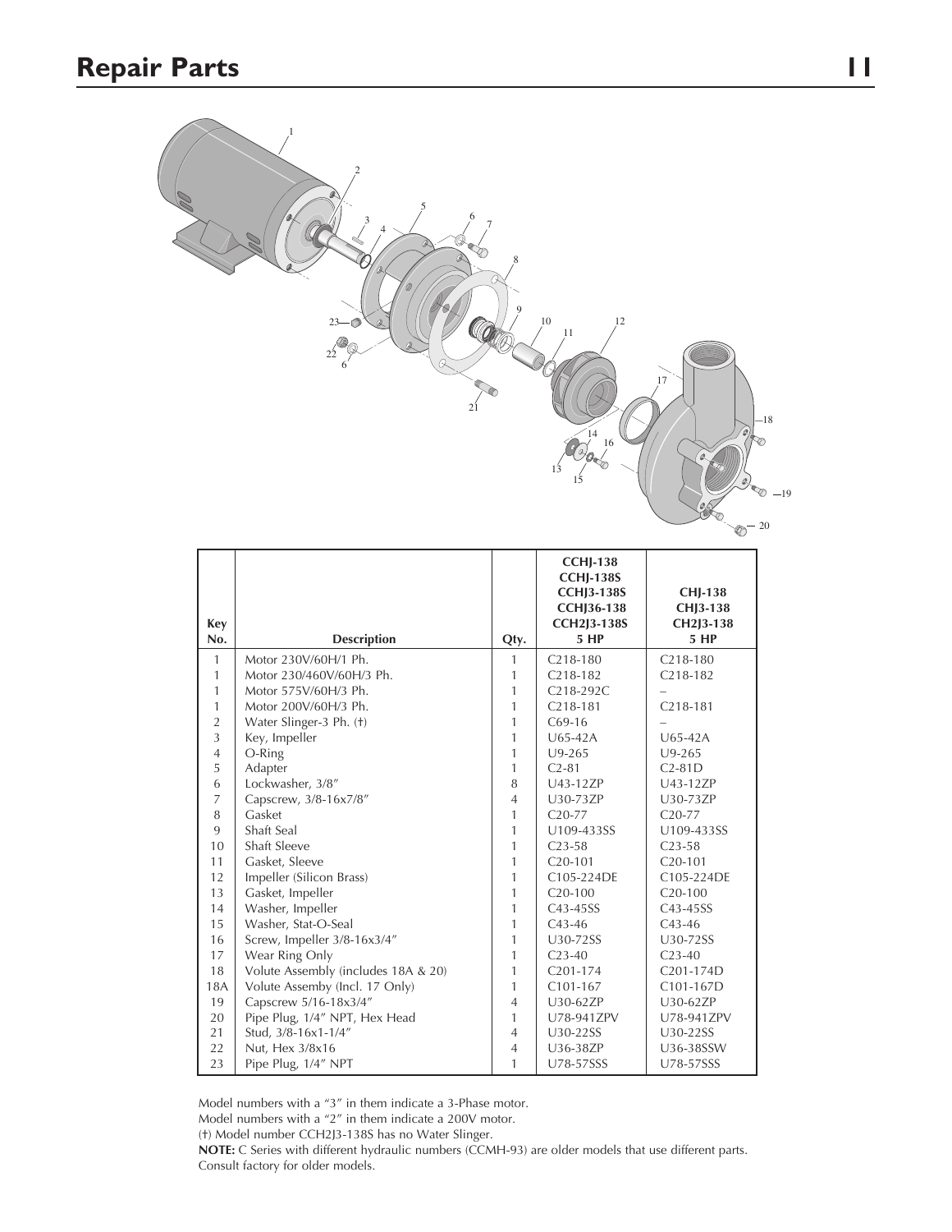# Repair Parts

1
2
3
4
5
6
7
8
9
10
11
12
17
18
19
20
21
22
23
6
13
14
15
16

| Key No. | Description | Qty. | CCHJ-138 CCHJ-138S CCHJ3-138S CCHJ36-138 CCH2J3-138S 5 HP | CHJ-138 CHJ3-138 CH2J3-138 5 HP |
|---|---|---|---|---|
| 1 | Motor 230V/60H/1 Ph. | 1 | C218-180 | C218-180 |
| 1 | Motor 230/460V/60H/3 Ph. | 1 | C218-182 | C218-182 |
| 1 | Motor 575V/60H/3 Ph. | 1 | C218-292C | – |
| 1 | Motor 200V/60H/3 Ph. | 1 | C218-181 | C218-181 |
| 2 | Water Slinger-3 Ph. (†) | 1 | C69-16 | – |
| 3 | Key, Impeller | 1 | U65-42A | U65-42A |
| 4 | O-Ring | 1 | U9-265 | U9-265 |
| 5 | Adapter | 1 | C2-81 | C2-81D |
| 6 | Lockwasher, 3/8″ | 8 | U43-12ZP | U43-12ZP |
| 7 | Capscrew, 3/8-16x7/8″ | 4 | U30-73ZP | U30-73ZP |
| 8 | Gasket | 1 | C20-77 | C20-77 |
| 9 | Shaft Seal | 1 | U109-433SS | U109-433SS |
| 10 | Shaft Sleeve | 1 | C23-58 | C23-58 |
| 11 | Gasket, Sleeve | 1 | C20-101 | C20-101 |
| 12 | Impeller (Silicon Brass) | 1 | C105-224DE | C105-224DE |
| 13 | Gasket, Impeller | 1 | C20-100 | C20-100 |
| 14 | Washer, Impeller | 1 | C43-45SS | C43-45SS |
| 15 | Washer, Stat-O-Seal | 1 | C43-46 | C43-46 |
| 16 | Screw, Impeller 3/8-16x3/4″ | 1 | U30-72SS | U30-72SS |
| 17 | Wear Ring Only | 1 | C23-40 | C23-40 |
| 18 | Volute Assembly (includes 18A & 20) | 1 | C201-174 | C201-174D |
| 18A | Volute Assemby (Incl. 17 Only) | 1 | C101-167 | C101-167D |
| 19 | Capscrew 5/16-18x3/4″ | 4 | U30-62ZP | U30-62ZP |
| 20 | Pipe Plug, 1/4″ NPT, Hex Head | 1 | U78-941ZPV | U78-941ZPV |
| 21 | Stud, 3/8-16x1-1/4″ | 4 | U30-22SS | U30-22SS |
| 22 | Nut, Hex 3/8x16 | 4 | U36-38ZP | U36-38SSW |
| 23 | Pipe Plug, 1/4″ NPT | 1 | U78-57SSS | U78-57SSS |

Model numbers with a "3" in them indicate a 3-Phase motor.
Model numbers with a "2" in them indicate a 200V motor.
(†) Model number CCH2J3-138S has no Water Slinger.
**NOTE:** C Series with different hydraulic numbers (CCMH-93) are older models that use different parts. Consult factory for older models.